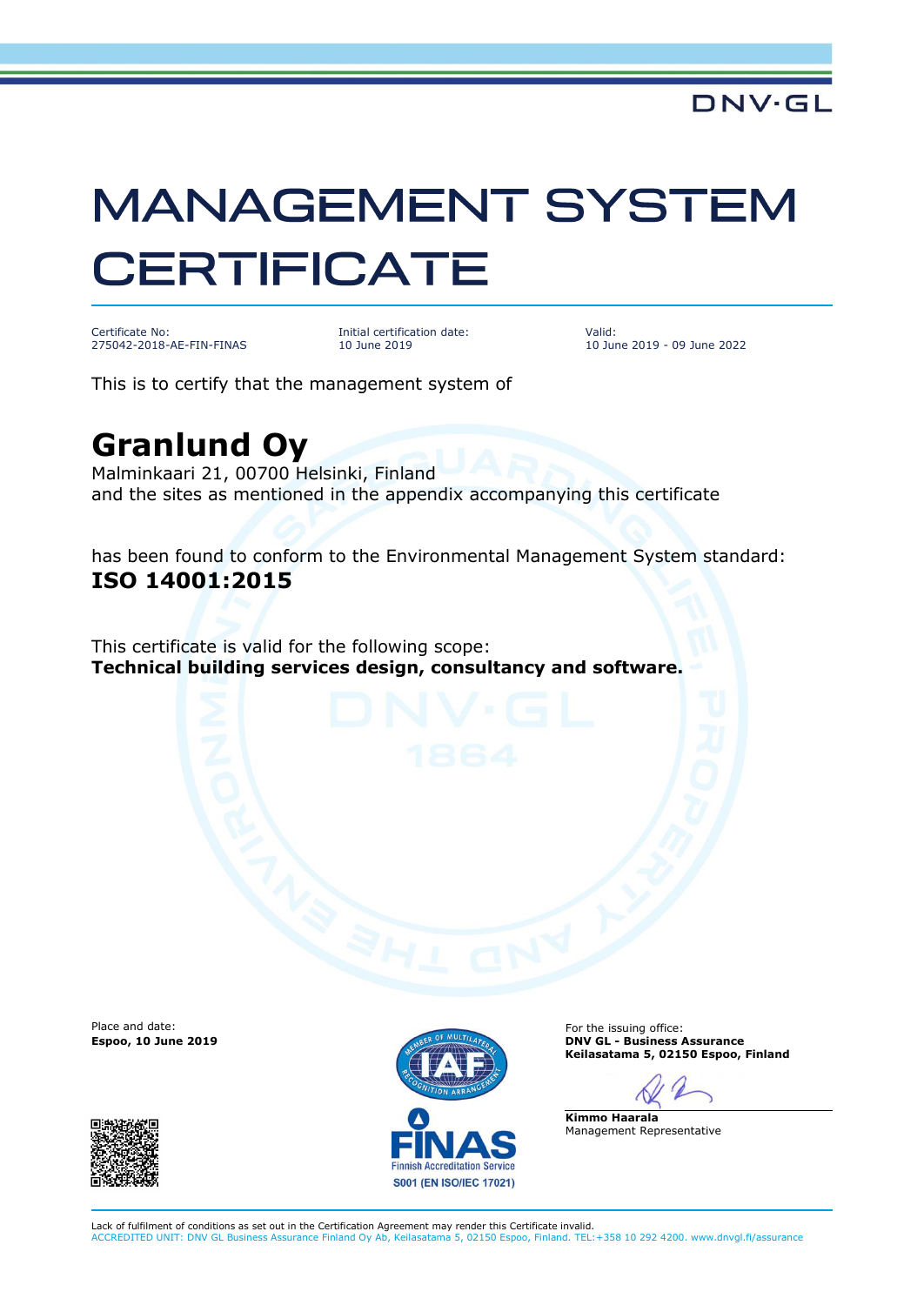DNV·GL

# MANAGEMENT SYSTEM CERTIFICATE

Certificate No:
275042-2018-AE-FIN-FINAS

Initial certification date:
10 June 2019

Valid:
10 June 2019 - 09 June 2022

This is to certify that the management system of

## Granlund Oy

Malminkaari 21, 00700 Helsinki, Finland
and the sites as mentioned in the appendix accompanying this certificate

has been found to conform to the Environmental Management System standard:
**ISO 14001:2015**

This certificate is valid for the following scope:
**Technical building services design, consultancy and software.**

Place and date:
**Espoo, 10 June 2019**

FINAS
Finnish Accreditation Service
S001 (EN ISO/IEC 17021)

For the issuing office:
**DNV GL - Business Assurance**
**Keilasatama 5, 02150 Espoo, Finland**

**Kimmo Haarala**
Management Representative

Lack of fulfilment of conditions as set out in the Certification Agreement may render this Certificate invalid.
ACCREDITED UNIT: DNV GL Business Assurance Finland Oy Ab, Keilasatama 5, 02150 Espoo, Finland. TEL:+358 10 292 4200. www.dnvgl.fi/assurance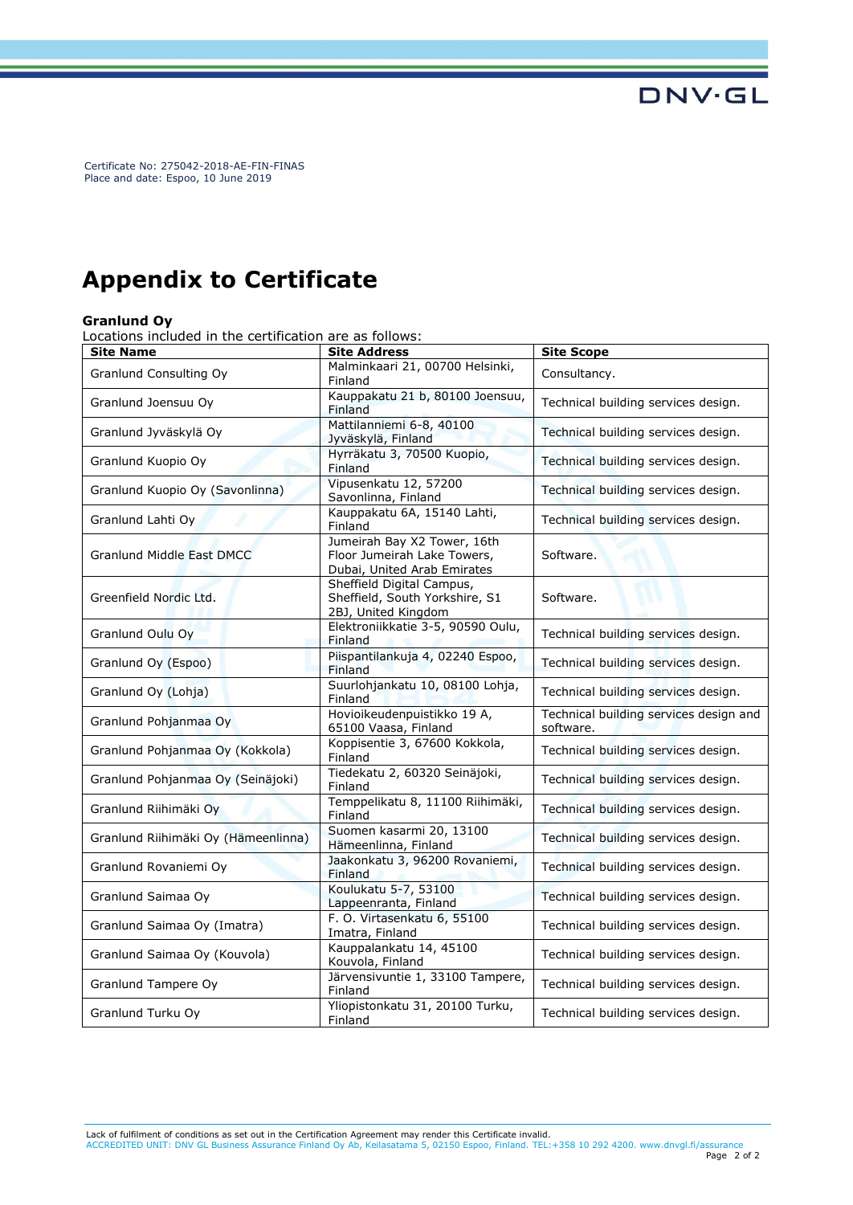DNV·GL

Certificate No: 275042-2018-AE-FIN-FINAS
Place and date: Espoo, 10 June 2019

# Appendix to Certificate

**Granlund Oy**
Locations included in the certification are as follows:

| Site Name | Site Address | Site Scope |
|---|---|---|
| Granlund Consulting Oy | Malminkaari 21, 00700 Helsinki, Finland | Consultancy. |
| Granlund Joensuu Oy | Kauppakatu 21 b, 80100 Joensuu, Finland | Technical building services design. |
| Granlund Jyväskylä Oy | Mattilanniemi 6-8, 40100 Jyväskylä, Finland | Technical building services design. |
| Granlund Kuopio Oy | Hyrräkatu 3, 70500 Kuopio, Finland | Technical building services design. |
| Granlund Kuopio Oy (Savonlinna) | Vipusenkatu 12, 57200 Savonlinna, Finland | Technical building services design. |
| Granlund Lahti Oy | Kauppakatu 6A, 15140 Lahti, Finland | Technical building services design. |
| Granlund Middle East DMCC | Jumeirah Bay X2 Tower, 16th Floor Jumeirah Lake Towers, Dubai, United Arab Emirates | Software. |
| Greenfield Nordic Ltd. | Sheffield Digital Campus, Sheffield, South Yorkshire, S1 2BJ, United Kingdom | Software. |
| Granlund Oulu Oy | Elektroniikkatie 3-5, 90590 Oulu, Finland | Technical building services design. |
| Granlund Oy (Espoo) | Piispantilankuja 4, 02240 Espoo, Finland | Technical building services design. |
| Granlund Oy (Lohja) | Suurlohjankatu 10, 08100 Lohja, Finland | Technical building services design. |
| Granlund Pohjanmaa Oy | Hovioikeudenpuistikko 19 A, 65100 Vaasa, Finland | Technical building services design and software. |
| Granlund Pohjanmaa Oy (Kokkola) | Koppisentie 3, 67600 Kokkola, Finland | Technical building services design. |
| Granlund Pohjanmaa Oy (Seinäjoki) | Tiedekatu 2, 60320 Seinäjoki, Finland | Technical building services design. |
| Granlund Riihimäki Oy | Temppelikatu 8, 11100 Riihimäki, Finland | Technical building services design. |
| Granlund Riihimäki Oy (Hämeenlinna) | Suomen kasarmi 20, 13100 Hämeenlinna, Finland | Technical building services design. |
| Granlund Rovaniemi Oy | Jaakonkatu 3, 96200 Rovaniemi, Finland | Technical building services design. |
| Granlund Saimaa Oy | Koulukatu 5-7, 53100 Lappeenranta, Finland | Technical building services design. |
| Granlund Saimaa Oy (Imatra) | F. O. Virtasenkatu 6, 55100 Imatra, Finland | Technical building services design. |
| Granlund Saimaa Oy (Kouvola) | Kauppalankatu 14, 45100 Kouvola, Finland | Technical building services design. |
| Granlund Tampere Oy | Järvensivuntie 1, 33100 Tampere, Finland | Technical building services design. |
| Granlund Turku Oy | Yliopistonkatu 31, 20100 Turku, Finland | Technical building services design. |

Lack of fulfilment of conditions as set out in the Certification Agreement may render this Certificate invalid.
ACCREDITED UNIT: DNV GL Business Assurance Finland Oy Ab, Keilasatama 5, 02150 Espoo, Finland. TEL:+358 10 292 4200. www.dnvgl.fi/assurance